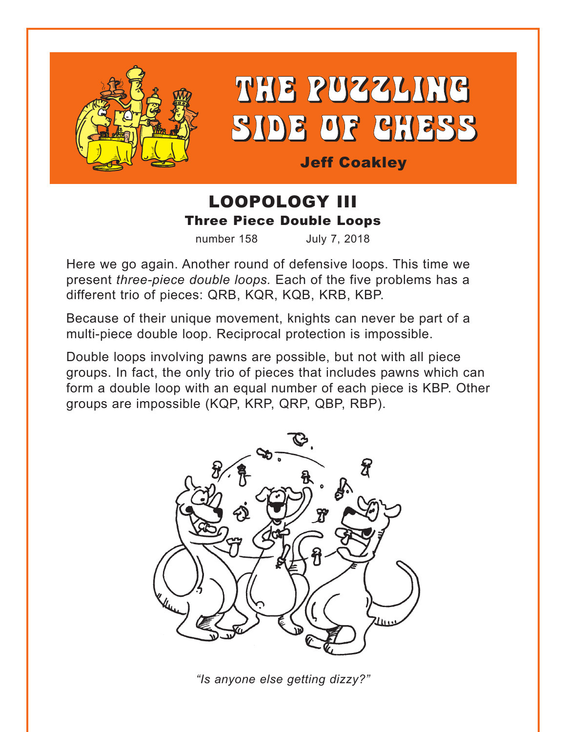# THE PUZZLING SIDE OF CHESS

**Jeff Coakley**

## LOOPOLOGY III

### Three Piece Double Loops

number 158 July 7, 2018

Here we go again. Another round of defensive loops. This time we present *three-piece double loops.* Each of the five problems has a different trio of pieces: QRB, KQR, KQB, KRB, KBP.

Because of their unique movement, knights can never be part of a multi-piece double loop. Reciprocal protection is impossible.

Double loops involving pawns are possible, but not with all piece groups. In fact, the only trio of pieces that includes pawns which can form a double loop with an equal number of each piece is KBP. Other groups are impossible (KQP, KRP, QRP, QBP, RBP).

*"Is anyone else getting dizzy?"*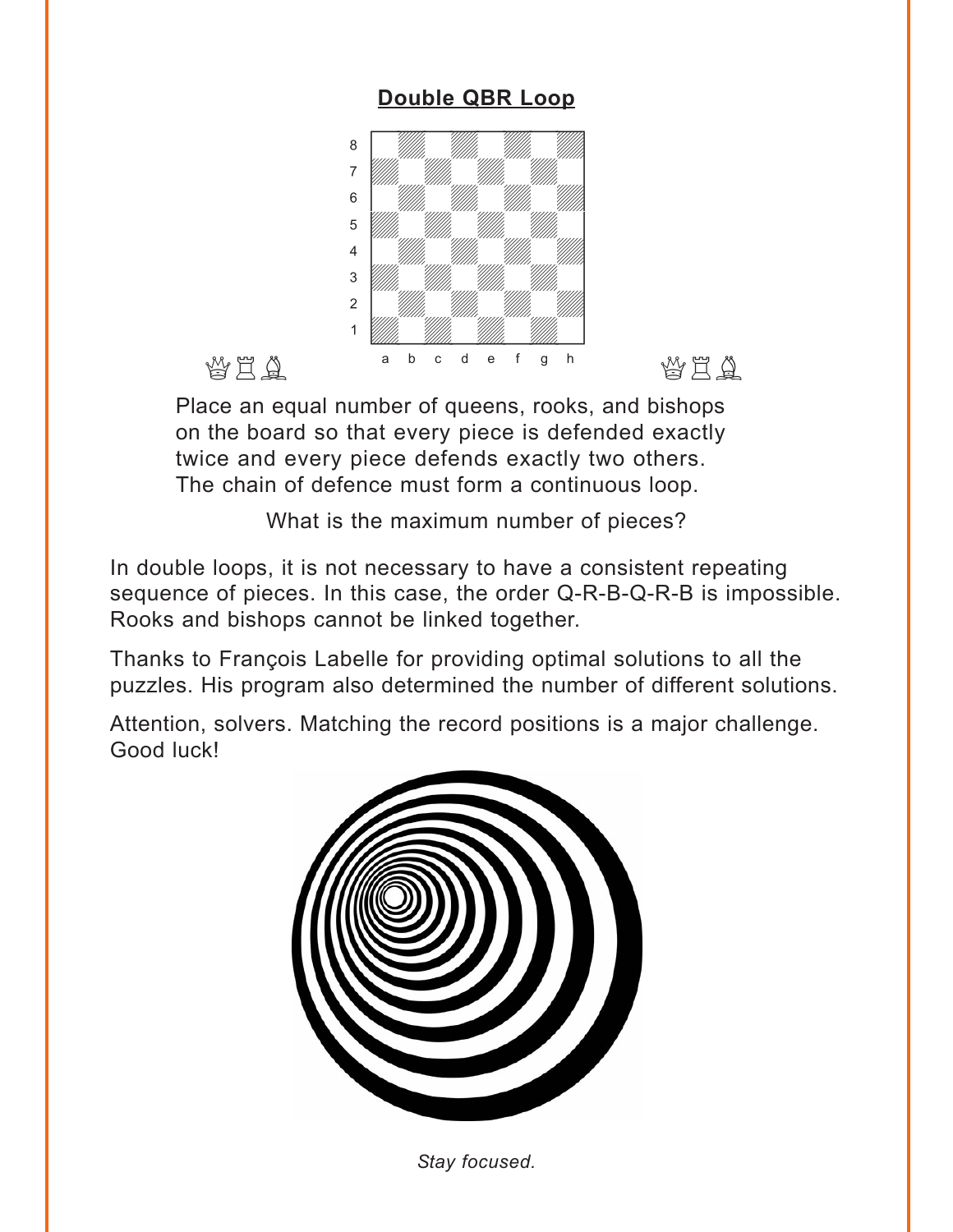## Double QBR Loop

Place an equal number of queens, rooks, and bishops on the board so that every piece is defended exactly twice and every piece defends exactly two others. The chain of defence must form a continuous loop.

What is the maximum number of pieces?

In double loops, it is not necessary to have a consistent repeating sequence of pieces. In this case, the order Q-R-B-Q-R-B is impossible. Rooks and bishops cannot be linked together.

Thanks to François Labelle for providing optimal solutions to all the puzzles. His program also determined the number of different solutions.

Attention, solvers. Matching the record positions is a major challenge. Good luck!

*Stay focused.*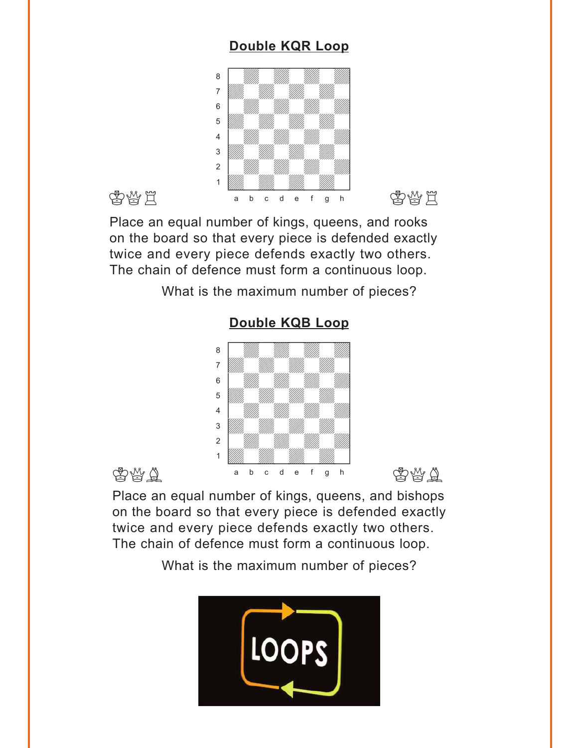## Double KQR Loop

Place an equal number of kings, queens, and rooks on the board so that every piece is defended exactly twice and every piece defends exactly two others. The chain of defence must form a continuous loop.

What is the maximum number of pieces?

## Double KQB Loop

Place an equal number of kings, queens, and bishops on the board so that every piece is defended exactly twice and every piece defends exactly two others. The chain of defence must form a continuous loop.

What is the maximum number of pieces?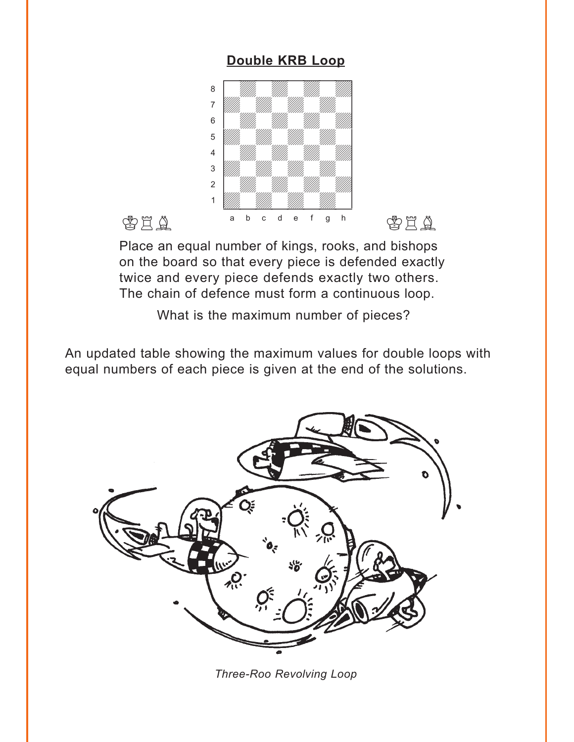## Double KRB Loop

Place an equal number of kings, rooks, and bishops on the board so that every piece is defended exactly twice and every piece defends exactly two others. The chain of defence must form a continuous loop.

What is the maximum number of pieces?

An updated table showing the maximum values for double loops with equal numbers of each piece is given at the end of the solutions.

*Three-Roo Revolving Loop*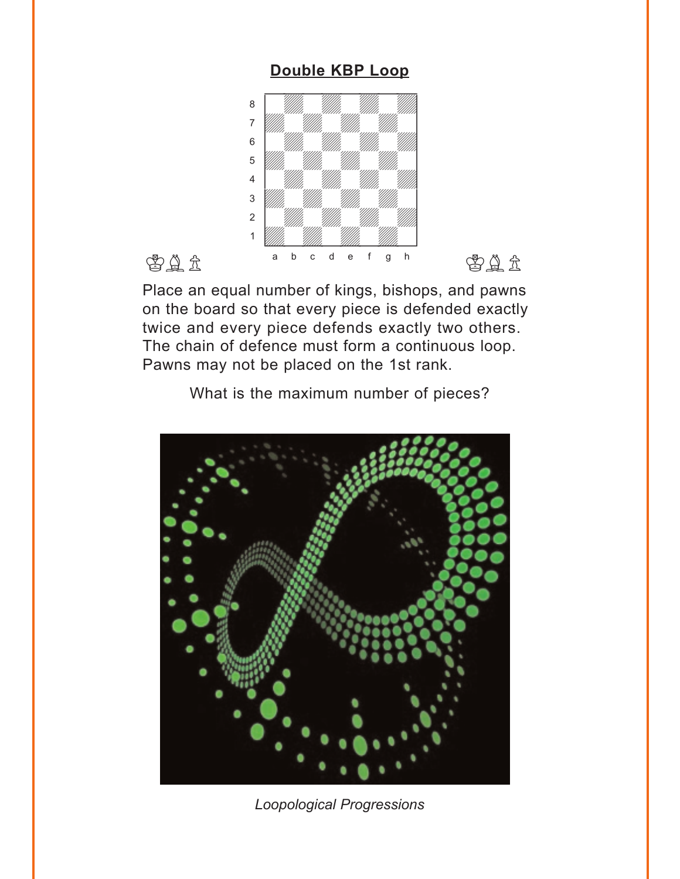## Double KBP Loop

Place an equal number of kings, bishops, and pawns on the board so that every piece is defended exactly twice and every piece defends exactly two others. The chain of defence must form a continuous loop. Pawns may not be placed on the 1st rank.

What is the maximum number of pieces?

*Loopological Progressions*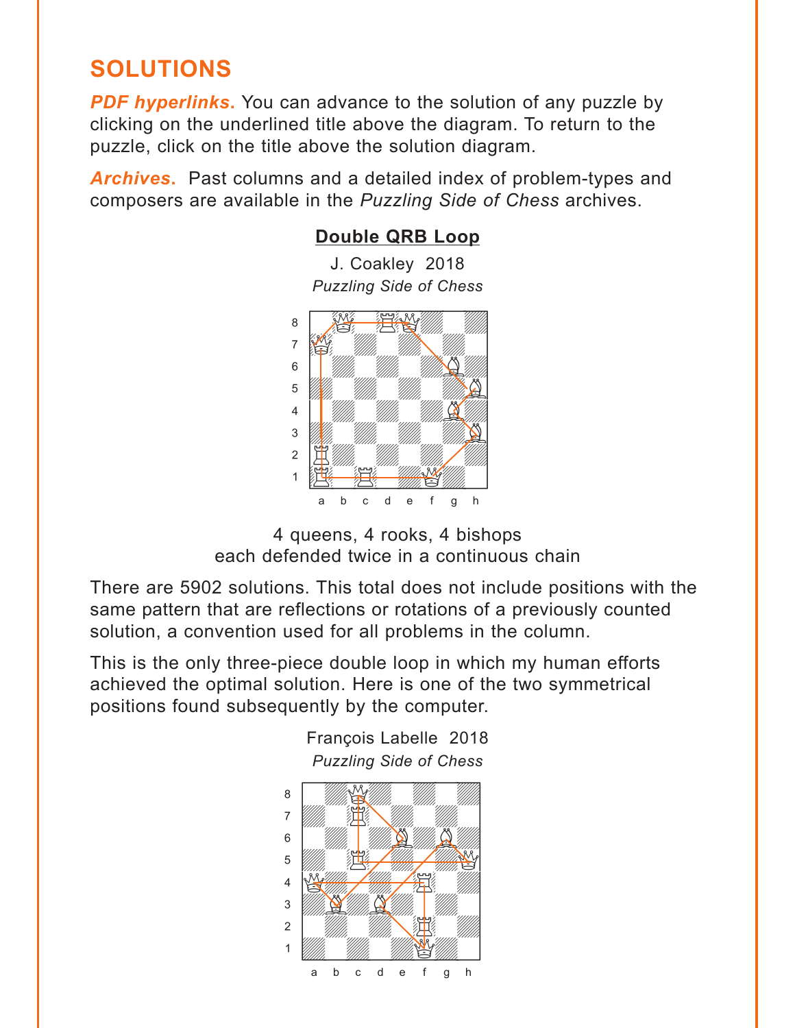## SOLUTIONS

***PDF hyperlinks.*** You can advance to the solution of any puzzle by clicking on the underlined title above the diagram. To return to the puzzle, click on the title above the solution diagram.

***Archives.*** Past columns and a detailed index of problem-types and composers are available in the *Puzzling Side of Chess* archives.

### Double QRB Loop

J. Coakley 2018
*Puzzling Side of Chess*

4 queens, 4 rooks, 4 bishops
each defended twice in a continuous chain

There are 5902 solutions. This total does not include positions with the same pattern that are reflections or rotations of a previously counted solution, a convention used for all problems in the column.

This is the only three-piece double loop in which my human efforts achieved the optimal solution. Here is one of the two symmetrical positions found subsequently by the computer.

François Labelle 2018
*Puzzling Side of Chess*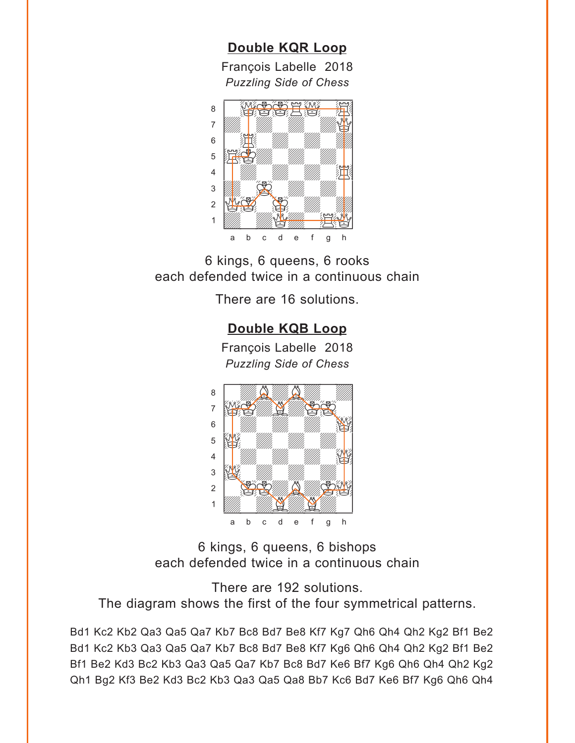## Double KQR Loop

François Labelle 2018
*Puzzling Side of Chess*

6 kings, 6 queens, 6 rooks
each defended twice in a continuous chain

There are 16 solutions.

## Double KQB Loop

François Labelle 2018
*Puzzling Side of Chess*

6 kings, 6 queens, 6 bishops
each defended twice in a continuous chain

There are 192 solutions.
The diagram shows the first of the four symmetrical patterns.

Bd1 Kc2 Kb2 Qa3 Qa5 Qa7 Kb7 Bc8 Bd7 Be8 Kf7 Kg7 Qh6 Qh4 Qh2 Kg2 Bf1 Be2
Bd1 Kc2 Kb3 Qa3 Qa5 Qa7 Kb7 Bc8 Bd7 Be8 Kf7 Kg6 Qh6 Qh4 Qh2 Kg2 Bf1 Be2
Bf1 Be2 Kd3 Bc2 Kb3 Qa3 Qa5 Qa7 Kb7 Bc8 Bd7 Ke6 Bf7 Kg6 Qh6 Qh4 Qh2 Kg2
Qh1 Bg2 Kf3 Be2 Kd3 Bc2 Kb3 Qa3 Qa5 Qa8 Bb7 Kc6 Bd7 Ke6 Bf7 Kg6 Qh6 Qh4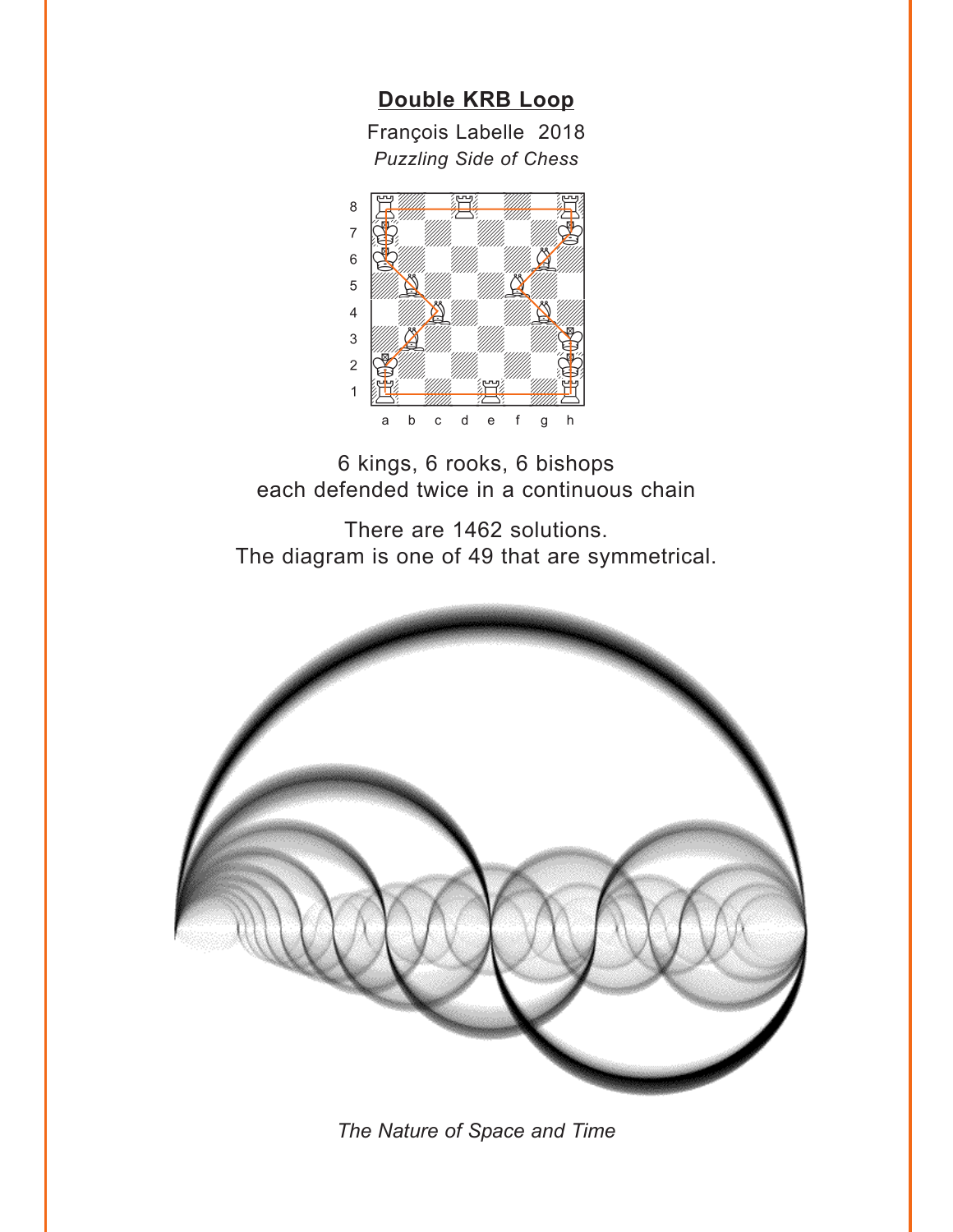## Double KRB Loop

François Labelle 2018

*Puzzling Side of Chess*

6 kings, 6 rooks, 6 bishops
each defended twice in a continuous chain

There are 1462 solutions.
The diagram is one of 49 that are symmetrical.

*The Nature of Space and Time*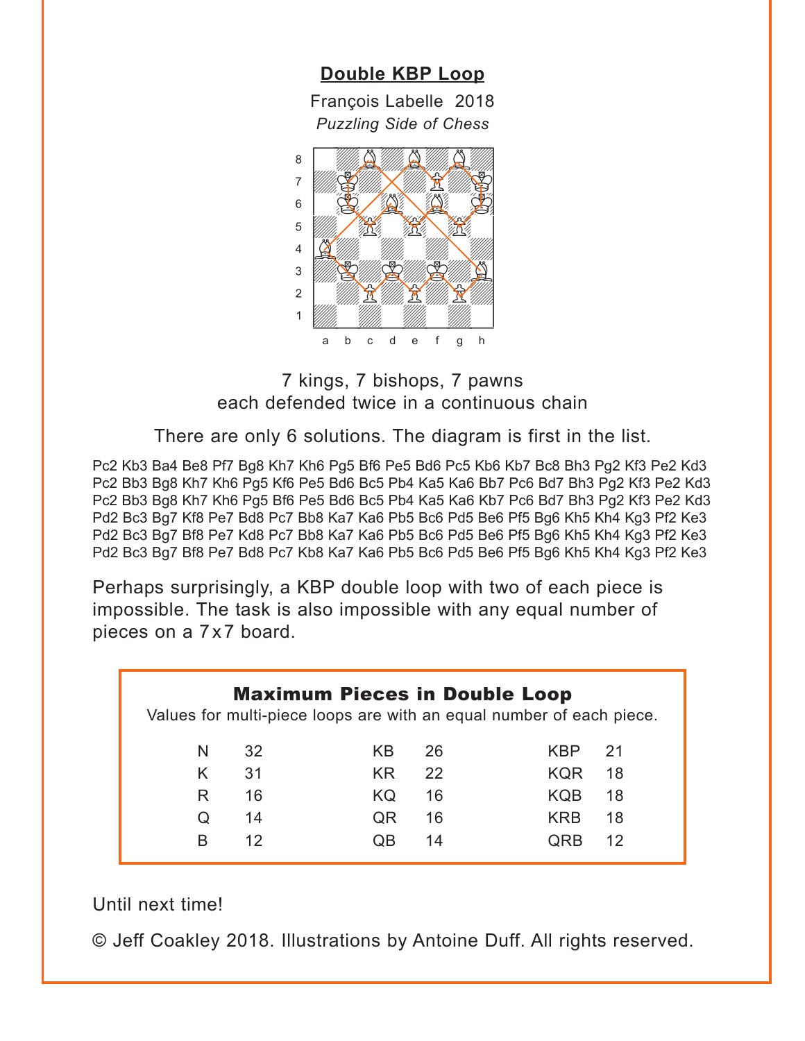## Double KBP Loop

François Labelle 2018
*Puzzling Side of Chess*

7 kings, 7 bishops, 7 pawns
each defended twice in a continuous chain

There are only 6 solutions. The diagram is first in the list.

Pc2 Kb3 Ba4 Be8 Pf7 Bg8 Kh7 Kh6 Pg5 Bf6 Pe5 Bd6 Pc5 Kb6 Kb7 Bc8 Bh3 Pg2 Kf3 Pe2 Kd3
Pc2 Bb3 Bg8 Kh7 Kh6 Pg5 Kf6 Pe5 Bd6 Bc5 Pb4 Ka5 Ka6 Bb7 Pc6 Bd7 Bh3 Pg2 Kf3 Pe2 Kd3
Pc2 Bb3 Bg8 Kh7 Kh6 Pg5 Bf6 Pe5 Bd6 Bc5 Pb4 Ka5 Ka6 Kb7 Pc6 Bd7 Bh3 Pg2 Kf3 Pe2 Kd3
Pd2 Bc3 Bg7 Kf8 Pe7 Bd8 Pc7 Bb8 Ka7 Ka6 Pb5 Bc6 Pd5 Be6 Pf5 Bg6 Kh5 Kh4 Kg3 Pf2 Ke3
Pd2 Bc3 Bg7 Bf8 Pe7 Kd8 Pc7 Bb8 Ka7 Ka6 Pb5 Bc6 Pd5 Be6 Pf5 Bg6 Kh5 Kh4 Kg3 Pf2 Ke3
Pd2 Bc3 Bg7 Bf8 Pe7 Bd8 Pc7 Kb8 Ka7 Ka6 Pb5 Bc6 Pd5 Be6 Pf5 Bg6 Kh5 Kh4 Kg3 Pf2 Ke3

Perhaps surprisingly, a KBP double loop with two of each piece is impossible. The task is also impossible with any equal number of pieces on a 7x7 board.

**Maximum Pieces in Double Loop**

Values for multi-piece loops are with an equal number of each piece.

| | | | | | |
|---|---|---|---|---|---|
| N | 32 | KB | 26 | KBP | 21 |
| K | 31 | KR | 22 | KQR | 18 |
| R | 16 | KQ | 16 | KQB | 18 |
| Q | 14 | QR | 16 | KRB | 18 |
| B | 12 | QB | 14 | QRB | 12 |

Until next time!

© Jeff Coakley 2018. Illustrations by Antoine Duff. All rights reserved.